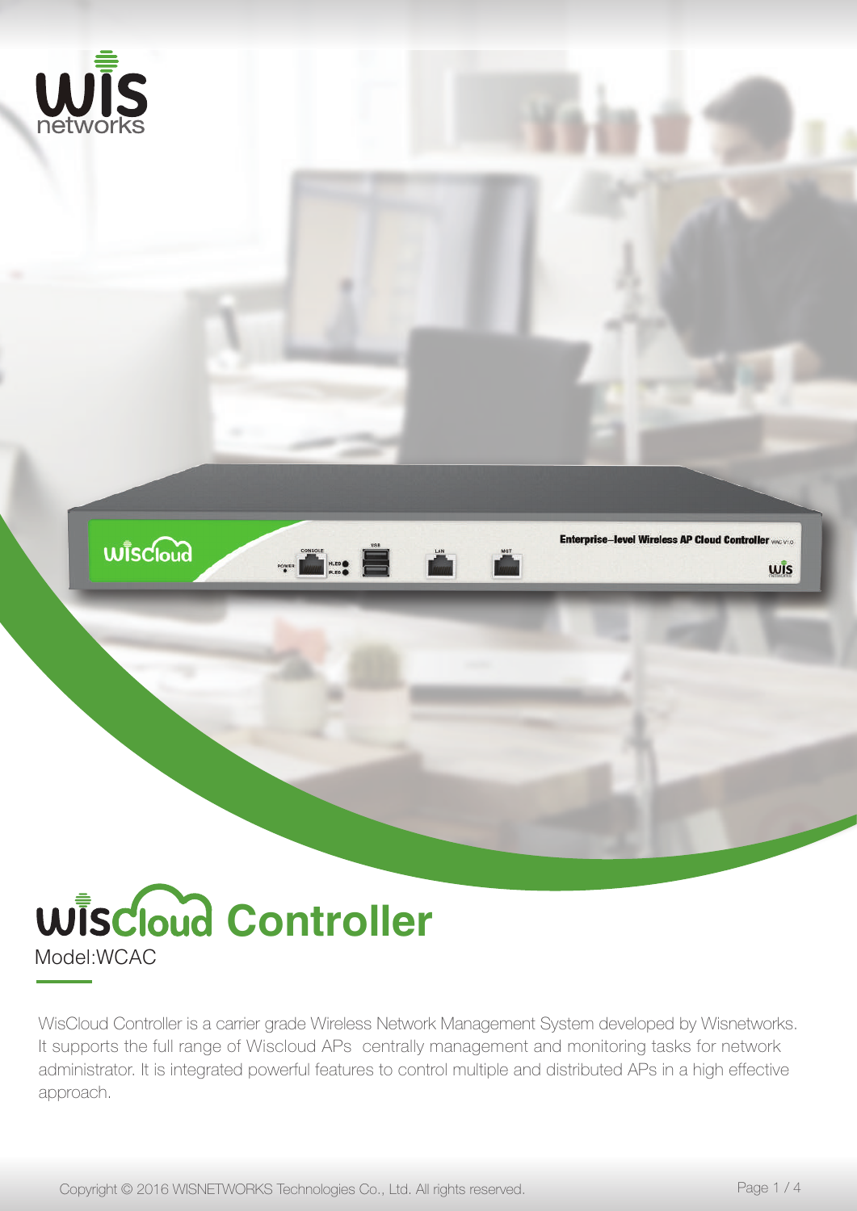# WisCloud Controller

Model:WCAC

WisCloud Controller is a carrier grade Wireless Network Management System developed by Wisnetworks. It supports the full range of Wiscloud APs centrally management and monitoring tasks for network administrator. It is integrated powerful features to control multiple and distributed APs in a high effective approach.

Copyright © 2016 WISNETWORKS Technologies Co., Ltd. All rights reserved.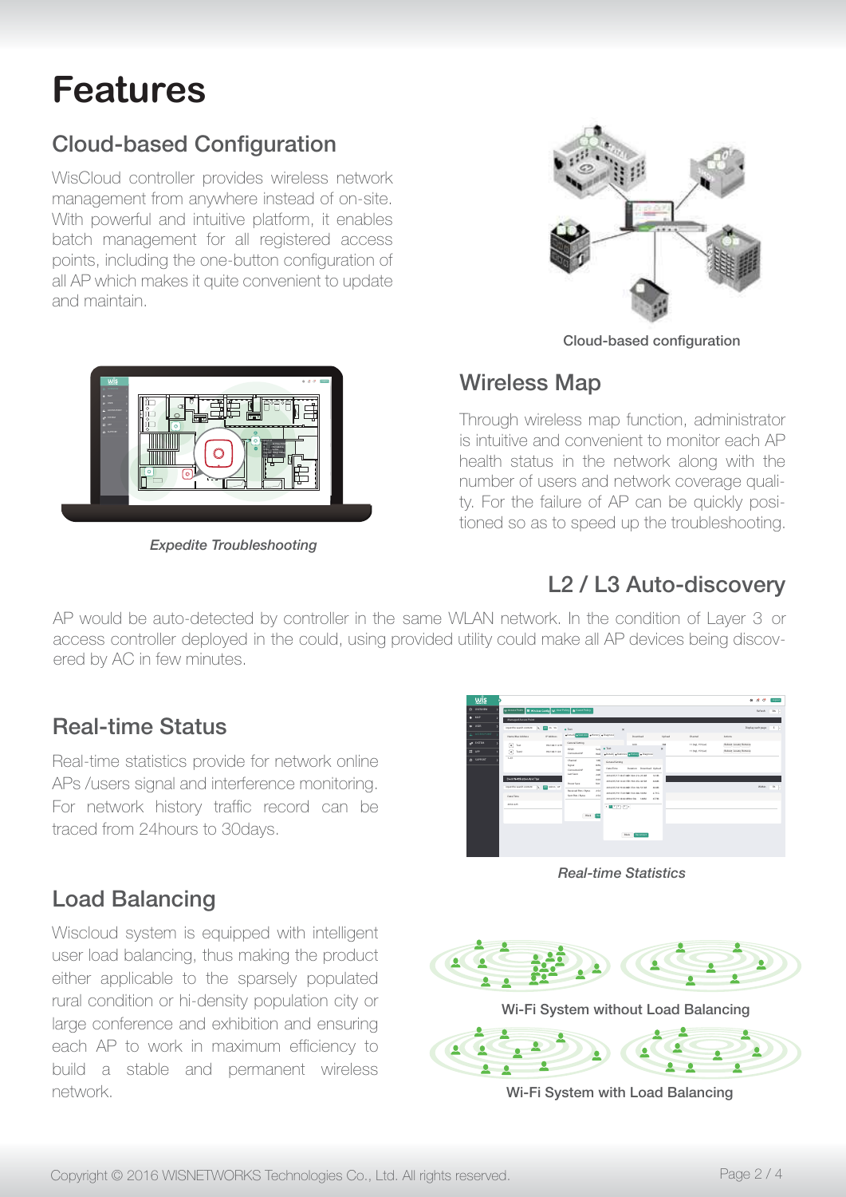# Features

## Cloud-based Configuration

WisCloud controller provides wireless network management from anywhere instead of on-site. With powerful and intuitive platform, it enables batch management for all registered access points, including the one-button configuration of all AP which makes it quite convenient to update and maintain.

Cloud-based configuration

## Wireless Map

Through wireless map function, administrator is intuitive and convenient to monitor each AP health status in the network along with the number of users and network coverage quality. For the failure of AP can be quickly positioned so as to speed up the troubleshooting.

*Expedite Troubleshooting*

## L2 / L3 Auto-discovery

AP would be auto-detected by controller in the same WLAN network. In the condition of Layer 3 or access controller deployed in the could, using provided utility could make all AP devices being discovered by AC in few minutes.

## Real-time Status

Real-time statistics provide for network online APs /users signal and interference monitoring. For network history traffic record can be traced from 24hours to 30days.

*Real-time Statistics*

## Load Balancing

Wiscloud system is equipped with intelligent user load balancing, thus making the product either applicable to the sparsely populated rural condition or hi-density population city or large conference and exhibition and ensuring each AP to work in maximum efficiency to build a stable and permanent wireless network.

Wi-Fi System without Load Balancing

Wi-Fi System with Load Balancing

Copyright © 2016 WISNETWORKS Technologies Co., Ltd. All rights reserved.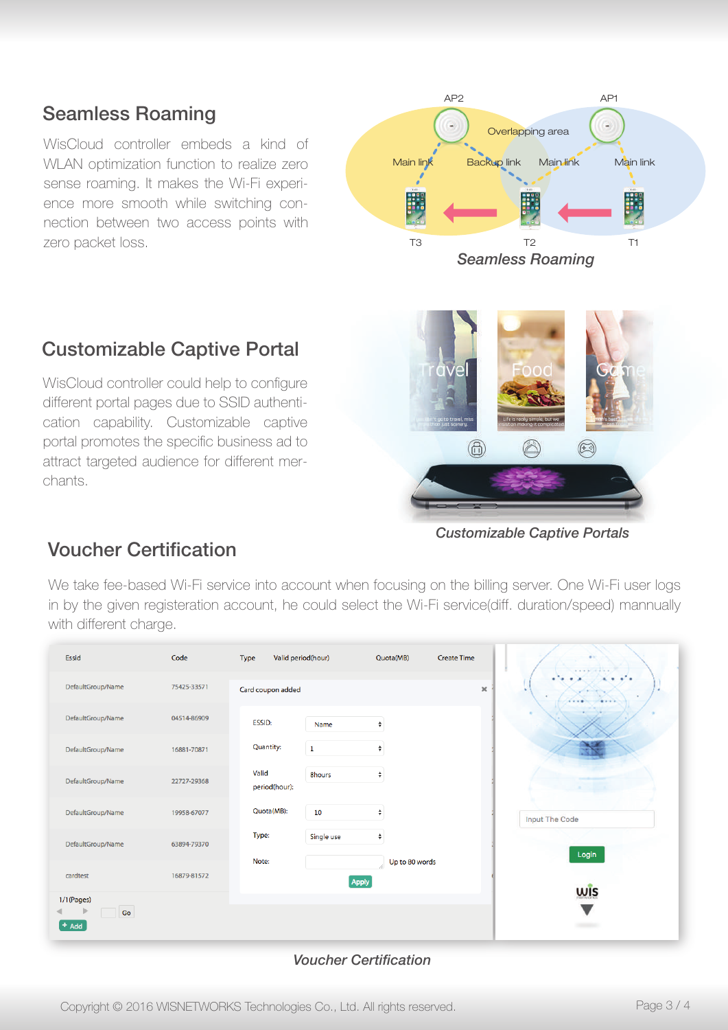## Seamless Roaming

WisCloud controller embeds a kind of WLAN optimization function to realize zero sense roaming. It makes the Wi-Fi experience more smooth while switching connection between two access points with zero packet loss.

*Seamless Roaming*

## Customizable Captive Portal

WisCloud controller could help to configure different portal pages due to SSID authentication capability. Customizable captive portal promotes the specific business ad to attract targeted audience for different merchants.

*Customizable Captive Portals*

## Voucher Certification

We take fee-based Wi-Fi service into account when focusing on the billing server. One Wi-Fi user logs in by the given registeration account, he could select the Wi-Fi service(diff. duration/speed) manually with different charge.

*Voucher Certification*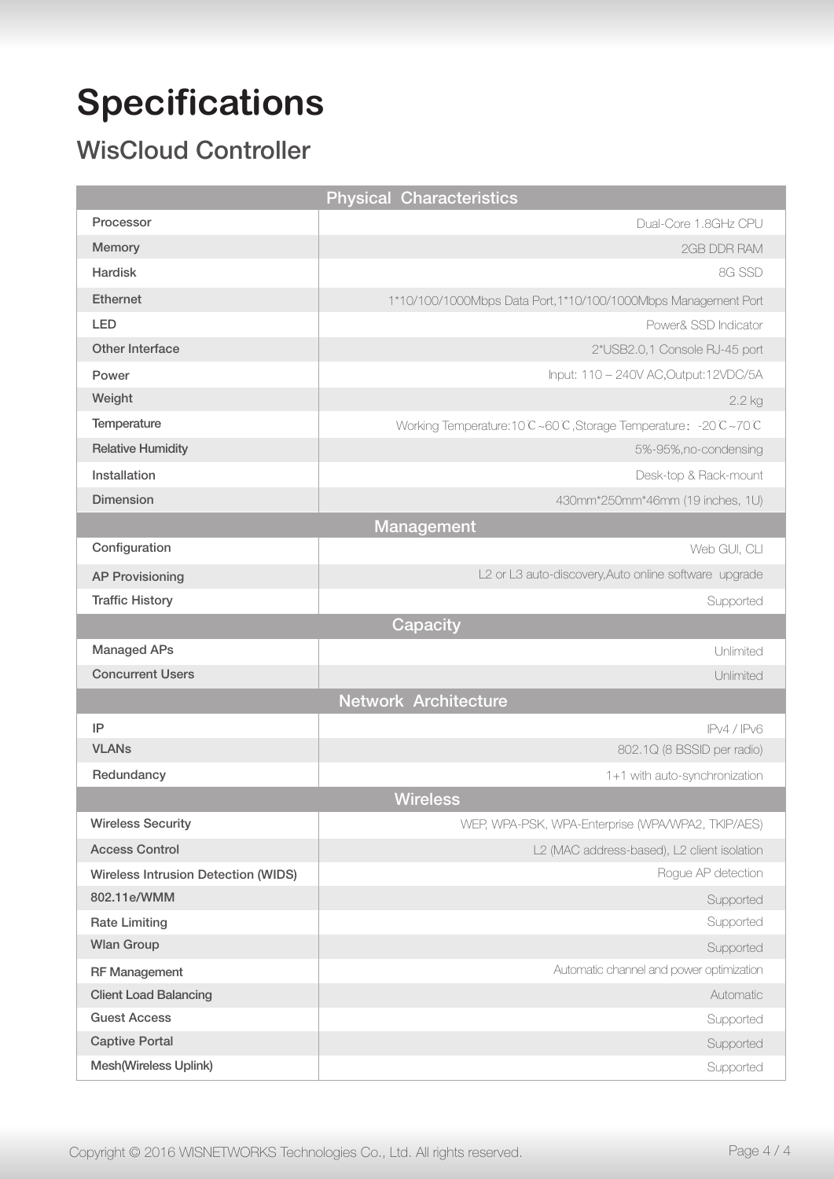# Specifications

## WisCloud Controller

| Physical Characteristics | |
|---|---|
| Processor | Dual-Core 1.8GHz CPU |
| Memory | 2GB DDR RAM |
| Hardisk | 8G SSD |
| Ethernet | 1*10/100/1000Mbps Data Port,1*10/100/1000Mbps Management Port |
| LED | Power& SSD Indicator |
| Other Interface | 2*USB2.0,1 Console RJ-45 port |
| Power | Input: 110 – 240V AC,Output:12VDC/5A |
| Weight | 2.2 kg |
| Temperature | Working Temperature:10℃~60℃,Storage Temperature：-20℃~70℃ |
| Relative Humidity | 5%-95%,no-condensing |
| Installation | Desk-top & Rack-mount |
| Dimension | 430mm*250mm*46mm (19 inches, 1U) |
| **Management** | |
| Configuration | Web GUI, CLI |
| AP Provisioning | L2 or L3 auto-discovery,Auto online software upgrade |
| Traffic History | Supported |
| **Capacity** | |
| Managed APs | Unlimited |
| Concurrent Users | Unlimited |
| **Network Architecture** | |
| IP | IPv4 / IPv6 |
| VLANs | 802.1Q (8 BSSID per radio) |
| Redundancy | 1+1 with auto-synchronization |
| **Wireless** | |
| Wireless Security | WEP, WPA-PSK, WPA-Enterprise (WPA/WPA2, TKIP/AES) |
| Access Control | L2 (MAC address-based), L2 client isolation |
| Wireless Intrusion Detection (WIDS) | Rogue AP detection |
| 802.11e/WMM | Supported |
| Rate Limiting | Supported |
| Wlan Group | Supported |
| RF Management | Automatic channel and power optimization |
| Client Load Balancing | Automatic |
| Guest Access | Supported |
| Captive Portal | Supported |
| Mesh(Wireless Uplink) | Supported |

Copyright © 2016 WISNETWORKS Technologies Co., Ltd. All rights reserved.